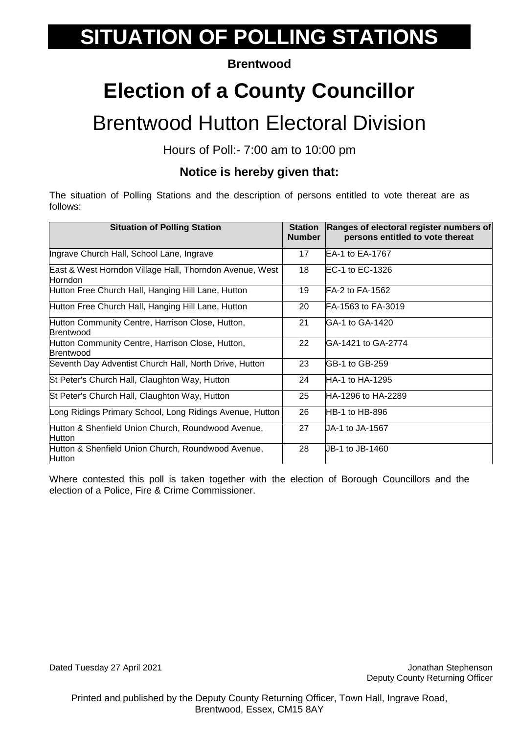# SITUATION OF POLLING STATIONS

**Brentwood**

# Election of a County Councillor

## Brentwood Hutton Electoral Division

Hours of Poll:- 7:00 am to 10:00 pm

### Notice is hereby given that:

The situation of Polling Stations and the description of persons entitled to vote thereat are as follows:

| Situation of Polling Station | Station Number | Ranges of electoral register numbers of persons entitled to vote thereat |
|---|---|---|
| Ingrave Church Hall, School Lane, Ingrave | 17 | EA-1 to EA-1767 |
| East & West Horndon Village Hall, Thorndon Avenue, West Horndon | 18 | EC-1 to EC-1326 |
| Hutton Free Church Hall, Hanging Hill Lane, Hutton | 19 | FA-2 to FA-1562 |
| Hutton Free Church Hall, Hanging Hill Lane, Hutton | 20 | FA-1563 to FA-3019 |
| Hutton Community Centre, Harrison Close, Hutton, Brentwood | 21 | GA-1 to GA-1420 |
| Hutton Community Centre, Harrison Close, Hutton, Brentwood | 22 | GA-1421 to GA-2774 |
| Seventh Day Adventist Church Hall, North Drive, Hutton | 23 | GB-1 to GB-259 |
| St Peter's Church Hall, Claughton Way, Hutton | 24 | HA-1 to HA-1295 |
| St Peter's Church Hall, Claughton Way, Hutton | 25 | HA-1296 to HA-2289 |
| Long Ridings Primary School, Long Ridings Avenue, Hutton | 26 | HB-1 to HB-896 |
| Hutton & Shenfield Union Church, Roundwood Avenue, Hutton | 27 | JA-1 to JA-1567 |
| Hutton & Shenfield Union Church, Roundwood Avenue, Hutton | 28 | JB-1 to JB-1460 |

Where contested this poll is taken together with the election of Borough Councillors and the election of a Police, Fire & Crime Commissioner.

Dated Tuesday 27 April 2021

Jonathan Stephenson
Deputy County Returning Officer

Printed and published by the Deputy County Returning Officer, Town Hall, Ingrave Road, Brentwood, Essex, CM15 8AY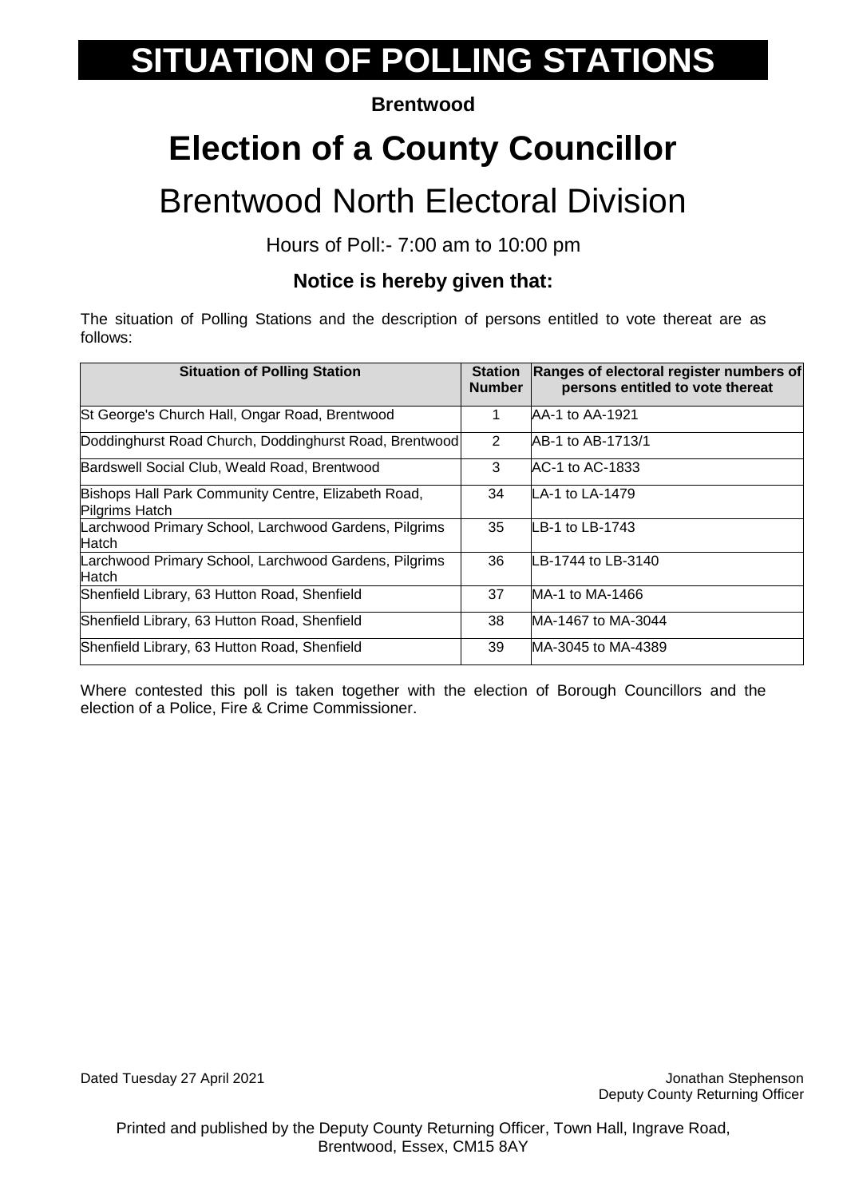# SITUATION OF POLLING STATIONS

**Brentwood**

# Election of a County Councillor

## Brentwood North Electoral Division

Hours of Poll:- 7:00 am to 10:00 pm

### Notice is hereby given that:

The situation of Polling Stations and the description of persons entitled to vote thereat are as follows:

| Situation of Polling Station | Station Number | Ranges of electoral register numbers of persons entitled to vote thereat |
|---|---|---|
| St George's Church Hall, Ongar Road, Brentwood | 1 | AA-1 to AA-1921 |
| Doddinghurst Road Church, Doddinghurst Road, Brentwood | 2 | AB-1 to AB-1713/1 |
| Bardswell Social Club, Weald Road, Brentwood | 3 | AC-1 to AC-1833 |
| Bishops Hall Park Community Centre, Elizabeth Road, Pilgrims Hatch | 34 | LA-1 to LA-1479 |
| Larchwood Primary School, Larchwood Gardens, Pilgrims Hatch | 35 | LB-1 to LB-1743 |
| Larchwood Primary School, Larchwood Gardens, Pilgrims Hatch | 36 | LB-1744 to LB-3140 |
| Shenfield Library, 63 Hutton Road, Shenfield | 37 | MA-1 to MA-1466 |
| Shenfield Library, 63 Hutton Road, Shenfield | 38 | MA-1467 to MA-3044 |
| Shenfield Library, 63 Hutton Road, Shenfield | 39 | MA-3045 to MA-4389 |

Where contested this poll is taken together with the election of Borough Councillors and the election of a Police, Fire & Crime Commissioner.

Dated Tuesday 27 April 2021

Jonathan Stephenson
Deputy County Returning Officer

Printed and published by the Deputy County Returning Officer, Town Hall, Ingrave Road, Brentwood, Essex, CM15 8AY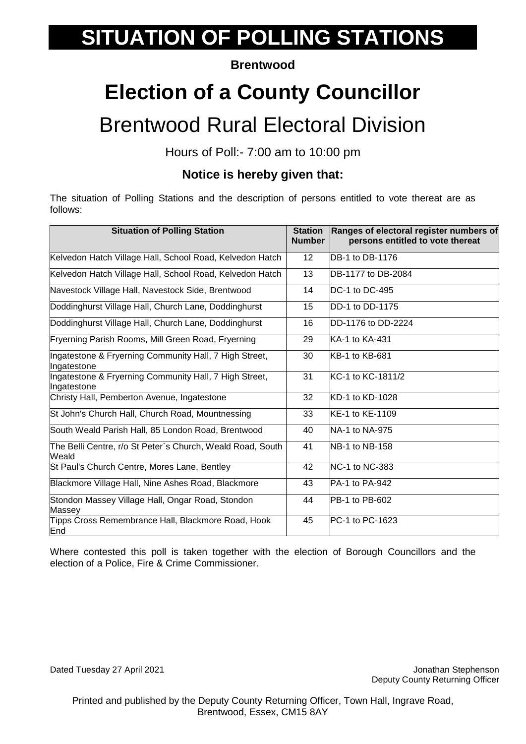# SITUATION OF POLLING STATIONS

**Brentwood**

# Election of a County Councillor

## Brentwood Rural Electoral Division

Hours of Poll:- 7:00 am to 10:00 pm

### Notice is hereby given that:

The situation of Polling Stations and the description of persons entitled to vote thereat are as follows:

| Situation of Polling Station | Station Number | Ranges of electoral register numbers of persons entitled to vote thereat |
|---|---|---|
| Kelvedon Hatch Village Hall, School Road, Kelvedon Hatch | 12 | DB-1 to DB-1176 |
| Kelvedon Hatch Village Hall, School Road, Kelvedon Hatch | 13 | DB-1177 to DB-2084 |
| Navestock Village Hall, Navestock Side, Brentwood | 14 | DC-1 to DC-495 |
| Doddinghurst Village Hall, Church Lane, Doddinghurst | 15 | DD-1 to DD-1175 |
| Doddinghurst Village Hall, Church Lane, Doddinghurst | 16 | DD-1176 to DD-2224 |
| Fryerning Parish Rooms, Mill Green Road, Fryerning | 29 | KA-1 to KA-431 |
| Ingatestone & Fryerning Community Hall, 7 High Street, Ingatestone | 30 | KB-1 to KB-681 |
| Ingatestone & Fryerning Community Hall, 7 High Street, Ingatestone | 31 | KC-1 to KC-1811/2 |
| Christy Hall, Pemberton Avenue, Ingatestone | 32 | KD-1 to KD-1028 |
| St John's Church Hall, Church Road, Mountnessing | 33 | KE-1 to KE-1109 |
| South Weald Parish Hall, 85 London Road, Brentwood | 40 | NA-1 to NA-975 |
| The Belli Centre, r/o St Peter`s Church, Weald Road, South Weald | 41 | NB-1 to NB-158 |
| St Paul's Church Centre, Mores Lane, Bentley | 42 | NC-1 to NC-383 |
| Blackmore Village Hall, Nine Ashes Road, Blackmore | 43 | PA-1 to PA-942 |
| Stondon Massey Village Hall, Ongar Road, Stondon Massey | 44 | PB-1 to PB-602 |
| Tipps Cross Remembrance Hall, Blackmore Road, Hook End | 45 | PC-1 to PC-1623 |

Where contested this poll is taken together with the election of Borough Councillors and the election of a Police, Fire & Crime Commissioner.

Dated Tuesday 27 April 2021

Jonathan Stephenson
Deputy County Returning Officer

Printed and published by the Deputy County Returning Officer, Town Hall, Ingrave Road, Brentwood, Essex, CM15 8AY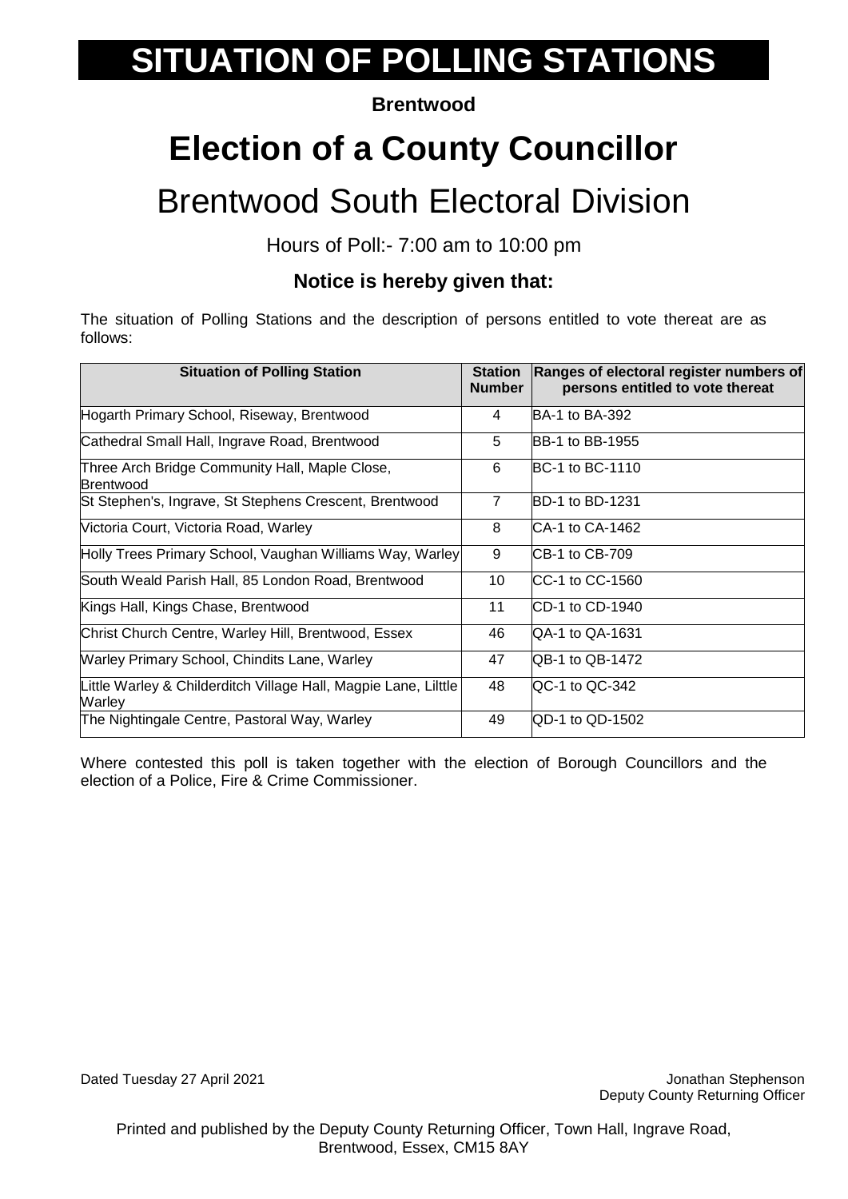# SITUATION OF POLLING STATIONS

**Brentwood**

# Election of a County Councillor

## Brentwood South Electoral Division

Hours of Poll:- 7:00 am to 10:00 pm

### Notice is hereby given that:

The situation of Polling Stations and the description of persons entitled to vote thereat are as follows:

| Situation of Polling Station | Station Number | Ranges of electoral register numbers of persons entitled to vote thereat |
|---|---|---|
| Hogarth Primary School, Riseway, Brentwood | 4 | BA-1 to BA-392 |
| Cathedral Small Hall, Ingrave Road, Brentwood | 5 | BB-1 to BB-1955 |
| Three Arch Bridge Community Hall, Maple Close, Brentwood | 6 | BC-1 to BC-1110 |
| St Stephen's, Ingrave, St Stephens Crescent, Brentwood | 7 | BD-1 to BD-1231 |
| Victoria Court, Victoria Road, Warley | 8 | CA-1 to CA-1462 |
| Holly Trees Primary School, Vaughan Williams Way, Warley | 9 | CB-1 to CB-709 |
| South Weald Parish Hall, 85 London Road, Brentwood | 10 | CC-1 to CC-1560 |
| Kings Hall, Kings Chase, Brentwood | 11 | CD-1 to CD-1940 |
| Christ Church Centre, Warley Hill, Brentwood, Essex | 46 | QA-1 to QA-1631 |
| Warley Primary School, Chindits Lane, Warley | 47 | QB-1 to QB-1472 |
| Little Warley & Childerditch Village Hall, Magpie Lane, Liltle Warley | 48 | QC-1 to QC-342 |
| The Nightingale Centre, Pastoral Way, Warley | 49 | QD-1 to QD-1502 |

Where contested this poll is taken together with the election of Borough Councillors and the election of a Police, Fire & Crime Commissioner.

Dated Tuesday 27 April 2021

Jonathan Stephenson
Deputy County Returning Officer

Printed and published by the Deputy County Returning Officer, Town Hall, Ingrave Road, Brentwood, Essex, CM15 8AY